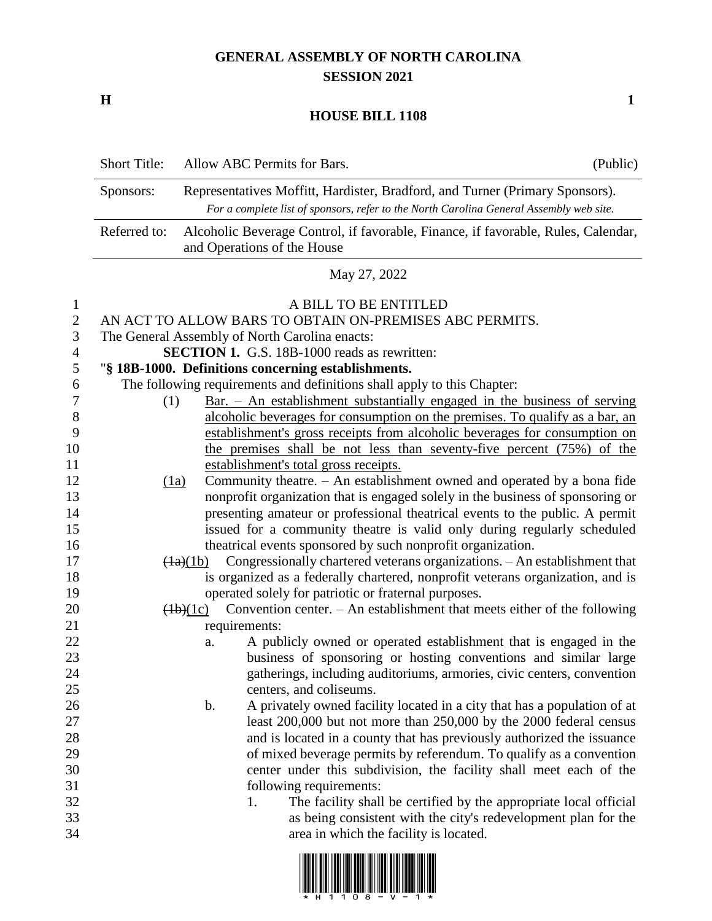# GENERAL ASSEMBLY OF NORTH CAROLINA
## SESSION 2021

**H** **1**

## HOUSE BILL 1108

| | | |
|---|---|---|
| Short Title: | Allow ABC Permits for Bars. | (Public) |
| Sponsors: | Representatives Moffitt, Hardister, Bradford, and Turner (Primary Sponsors). *For a complete list of sponsors, refer to the North Carolina General Assembly web site.* | |
| Referred to: | Alcoholic Beverage Control, if favorable, Finance, if favorable, Rules, Calendar, and Operations of the House | |

May 27, 2022

A BILL TO BE ENTITLED

AN ACT TO ALLOW BARS TO OBTAIN ON-PREMISES ABC PERMITS.

The General Assembly of North Carolina enacts:

**SECTION 1.** G.S. 18B-1000 reads as rewritten:

"**§ 18B-1000. Definitions concerning establishments.**

The following requirements and definitions shall apply to this Chapter:

(1) Bar. – An establishment substantially engaged in the business of serving alcoholic beverages for consumption on the premises. To qualify as a bar, an establishment's gross receipts from alcoholic beverages for consumption on the premises shall be not less than seventy-five percent (75%) of the establishment's total gross receipts.

(1a) Community theatre. – An establishment owned and operated by a bona fide nonprofit organization that is engaged solely in the business of sponsoring or presenting amateur or professional theatrical events to the public. A permit issued for a community theatre is valid only during regularly scheduled theatrical events sponsored by such nonprofit organization.

~~(1a)~~(1b) Congressionally chartered veterans organizations. – An establishment that is organized as a federally chartered, nonprofit veterans organization, and is operated solely for patriotic or fraternal purposes.

~~(1b)~~(1c) Convention center. – An establishment that meets either of the following requirements:

a. A publicly owned or operated establishment that is engaged in the business of sponsoring or hosting conventions and similar large gatherings, including auditoriums, armories, civic centers, convention centers, and coliseums.

b. A privately owned facility located in a city that has a population of at least 200,000 but not more than 250,000 by the 2000 federal census and is located in a county that has previously authorized the issuance of mixed beverage permits by referendum. To qualify as a convention center under this subdivision, the facility shall meet each of the following requirements:

1. The facility shall be certified by the appropriate local official as being consistent with the city's redevelopment plan for the area in which the facility is located.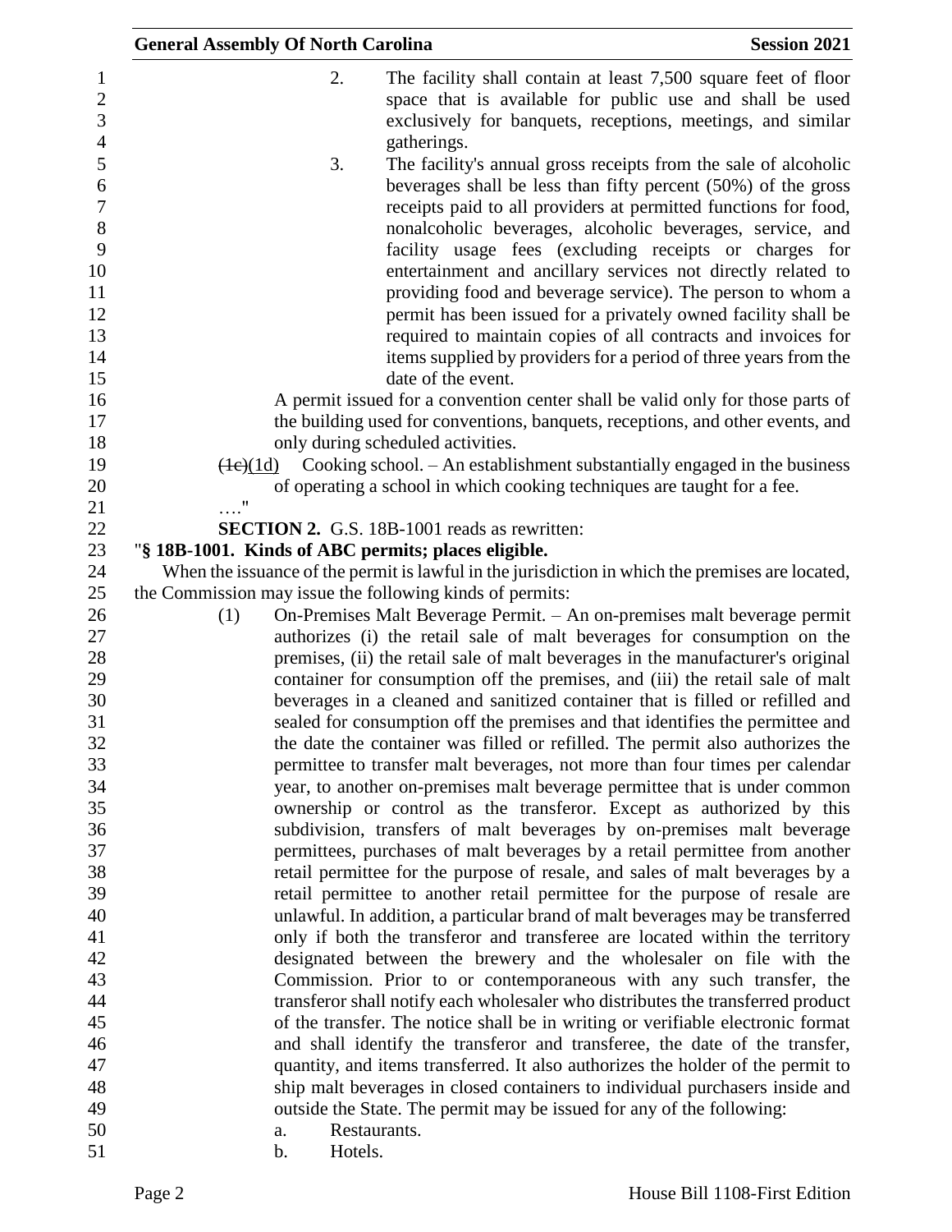2. The facility shall contain at least 7,500 square feet of floor space that is available for public use and shall be used exclusively for banquets, receptions, meetings, and similar gatherings.

3. The facility's annual gross receipts from the sale of alcoholic beverages shall be less than fifty percent (50%) of the gross receipts paid to all providers at permitted functions for food, nonalcoholic beverages, alcoholic beverages, service, and facility usage fees (excluding receipts or charges for entertainment and ancillary services not directly related to providing food and beverage service). The person to whom a permit has been issued for a privately owned facility shall be required to maintain copies of all contracts and invoices for items supplied by providers for a period of three years from the date of the event.

A permit issued for a convention center shall be valid only for those parts of the building used for conventions, banquets, receptions, and other events, and only during scheduled activities.

~~(1c)~~(1d) Cooking school. – An establishment substantially engaged in the business of operating a school in which cooking techniques are taught for a fee.

…."

**SECTION 2.** G.S. 18B-1001 reads as rewritten:

"**§ 18B-1001. Kinds of ABC permits; places eligible.**

When the issuance of the permit is lawful in the jurisdiction in which the premises are located, the Commission may issue the following kinds of permits:

(1) On-Premises Malt Beverage Permit. – An on-premises malt beverage permit authorizes (i) the retail sale of malt beverages for consumption on the premises, (ii) the retail sale of malt beverages in the manufacturer's original container for consumption off the premises, and (iii) the retail sale of malt beverages in a cleaned and sanitized container that is filled or refilled and sealed for consumption off the premises and that identifies the permittee and the date the container was filled or refilled. The permit also authorizes the permittee to transfer malt beverages, not more than four times per calendar year, to another on-premises malt beverage permittee that is under common ownership or control as the transferor. Except as authorized by this subdivision, transfers of malt beverages by on-premises malt beverage permittees, purchases of malt beverages by a retail permittee from another retail permittee for the purpose of resale, and sales of malt beverages by a retail permittee to another retail permittee for the purpose of resale are unlawful. In addition, a particular brand of malt beverages may be transferred only if both the transferor and transferee are located within the territory designated between the brewery and the wholesaler on file with the Commission. Prior to or contemporaneous with any such transfer, the transferor shall notify each wholesaler who distributes the transferred product of the transfer. The notice shall be in writing or verifiable electronic format and shall identify the transferor and transferee, the date of the transfer, quantity, and items transferred. It also authorizes the holder of the permit to ship malt beverages in closed containers to individual purchasers inside and outside the State. The permit may be issued for any of the following:

a. Restaurants.

b. Hotels.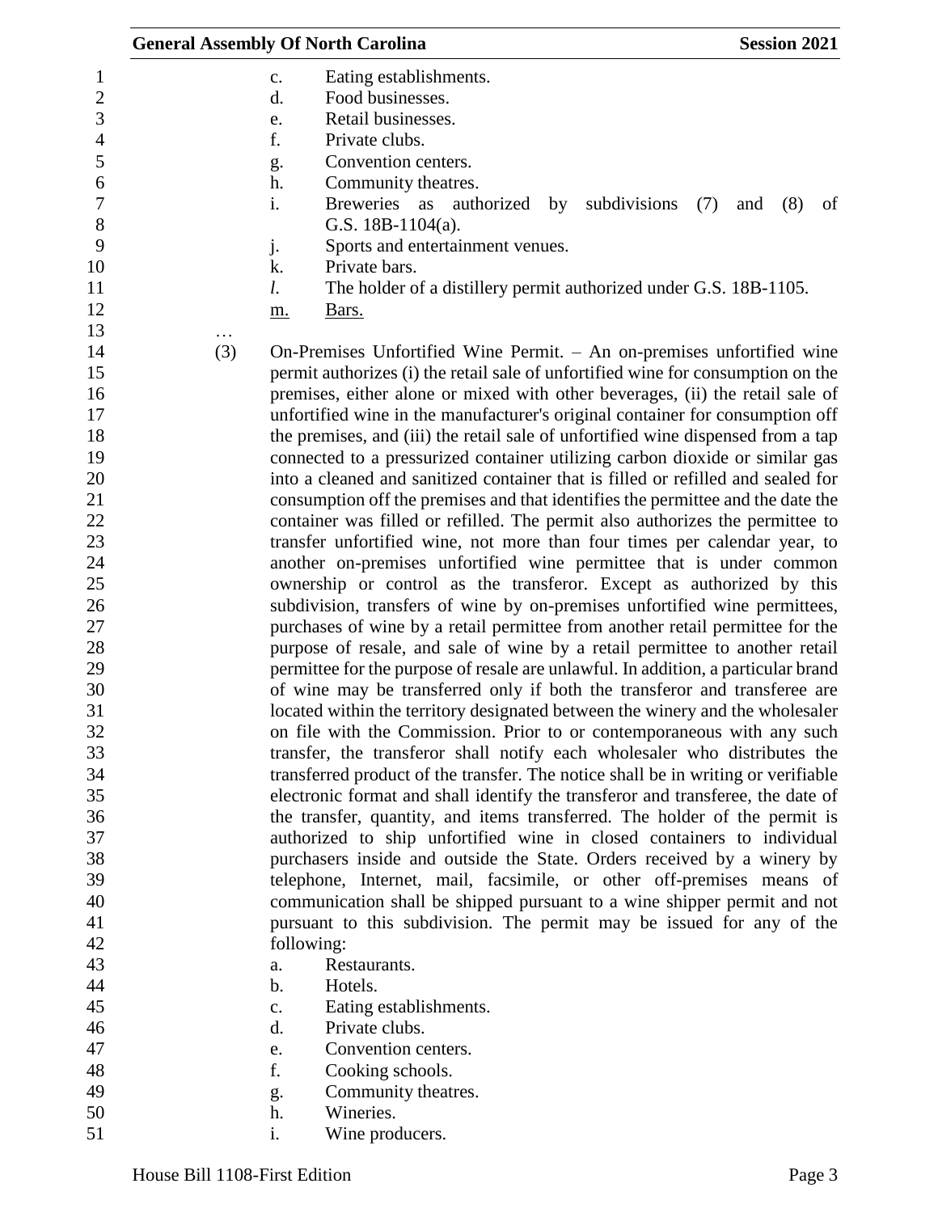c. Eating establishments.
d. Food businesses.
e. Retail businesses.
f. Private clubs.
g. Convention centers.
h. Community theatres.
i. Breweries as authorized by subdivisions (7) and (8) of G.S. 18B-1104(a).
j. Sports and entertainment venues.
k. Private bars.
*l*. The holder of a distillery permit authorized under G.S. 18B-1105.
m. Bars.

…

(3) On-Premises Unfortified Wine Permit. – An on-premises unfortified wine permit authorizes (i) the retail sale of unfortified wine for consumption on the premises, either alone or mixed with other beverages, (ii) the retail sale of unfortified wine in the manufacturer's original container for consumption off the premises, and (iii) the retail sale of unfortified wine dispensed from a tap connected to a pressurized container utilizing carbon dioxide or similar gas into a cleaned and sanitized container that is filled or refilled and sealed for consumption off the premises and that identifies the permittee and the date the container was filled or refilled. The permit also authorizes the permittee to transfer unfortified wine, not more than four times per calendar year, to another on-premises unfortified wine permittee that is under common ownership or control as the transferor. Except as authorized by this subdivision, transfers of wine by on-premises unfortified wine permittees, purchases of wine by a retail permittee from another retail permittee for the purpose of resale, and sale of wine by a retail permittee to another retail permittee for the purpose of resale are unlawful. In addition, a particular brand of wine may be transferred only if both the transferor and transferee are located within the territory designated between the winery and the wholesaler on file with the Commission. Prior to or contemporaneous with any such transfer, the transferor shall notify each wholesaler who distributes the transferred product of the transfer. The notice shall be in writing or verifiable electronic format and shall identify the transferor and transferee, the date of the transfer, quantity, and items transferred. The holder of the permit is authorized to ship unfortified wine in closed containers to individual purchasers inside and outside the State. Orders received by a winery by telephone, Internet, mail, facsimile, or other off-premises means of communication shall be shipped pursuant to a wine shipper permit and not pursuant to this subdivision. The permit may be issued for any of the following:

a. Restaurants.
b. Hotels.
c. Eating establishments.
d. Private clubs.
e. Convention centers.
f. Cooking schools.
g. Community theatres.
h. Wineries.
i. Wine producers.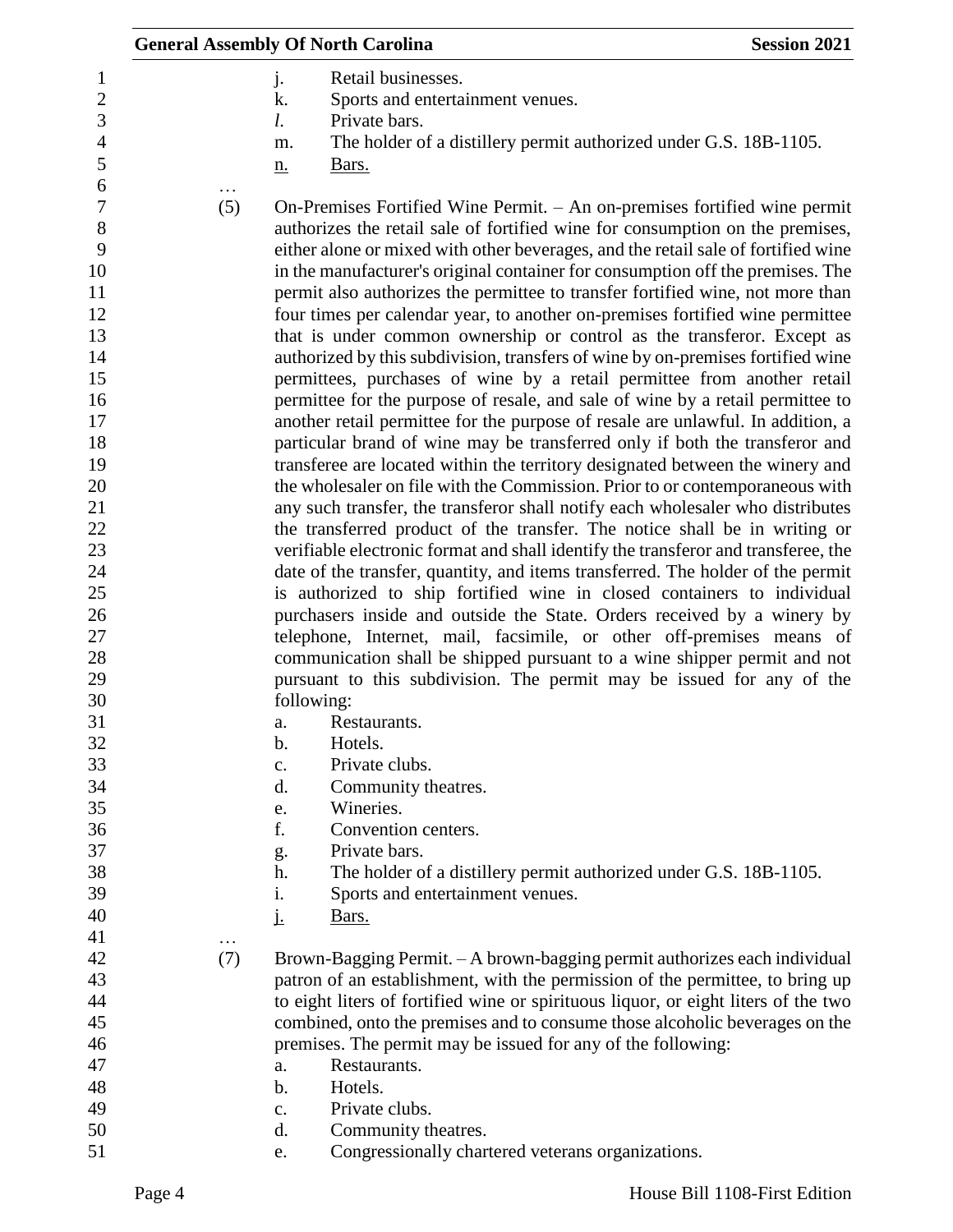j. Retail businesses.
k. Sports and entertainment venues.
*l.* Private bars.
m. The holder of a distillery permit authorized under G.S. 18B-1105.
<u>n.</u> <u>Bars.</u>

…

(5) On-Premises Fortified Wine Permit. – An on-premises fortified wine permit authorizes the retail sale of fortified wine for consumption on the premises, either alone or mixed with other beverages, and the retail sale of fortified wine in the manufacturer's original container for consumption off the premises. The permit also authorizes the permittee to transfer fortified wine, not more than four times per calendar year, to another on-premises fortified wine permittee that is under common ownership or control as the transferor. Except as authorized by this subdivision, transfers of wine by on-premises fortified wine permittees, purchases of wine by a retail permittee from another retail permittee for the purpose of resale, and sale of wine by a retail permittee to another retail permittee for the purpose of resale are unlawful. In addition, a particular brand of wine may be transferred only if both the transferor and transferee are located within the territory designated between the winery and the wholesaler on file with the Commission. Prior to or contemporaneous with any such transfer, the transferor shall notify each wholesaler who distributes the transferred product of the transfer. The notice shall be in writing or verifiable electronic format and shall identify the transferor and transferee, the date of the transfer, quantity, and items transferred. The holder of the permit is authorized to ship fortified wine in closed containers to individual purchasers inside and outside the State. Orders received by a winery by telephone, Internet, mail, facsimile, or other off-premises means of communication shall be shipped pursuant to a wine shipper permit and not pursuant to this subdivision. The permit may be issued for any of the following:

a. Restaurants.
b. Hotels.
c. Private clubs.
d. Community theatres.
e. Wineries.
f. Convention centers.
g. Private bars.
h. The holder of a distillery permit authorized under G.S. 18B-1105.
i. Sports and entertainment venues.
<u>j.</u> <u>Bars.</u>

…

(7) Brown-Bagging Permit. – A brown-bagging permit authorizes each individual patron of an establishment, with the permission of the permittee, to bring up to eight liters of fortified wine or spirituous liquor, or eight liters of the two combined, onto the premises and to consume those alcoholic beverages on the premises. The permit may be issued for any of the following:

a. Restaurants.
b. Hotels.
c. Private clubs.
d. Community theatres.
e. Congressionally chartered veterans organizations.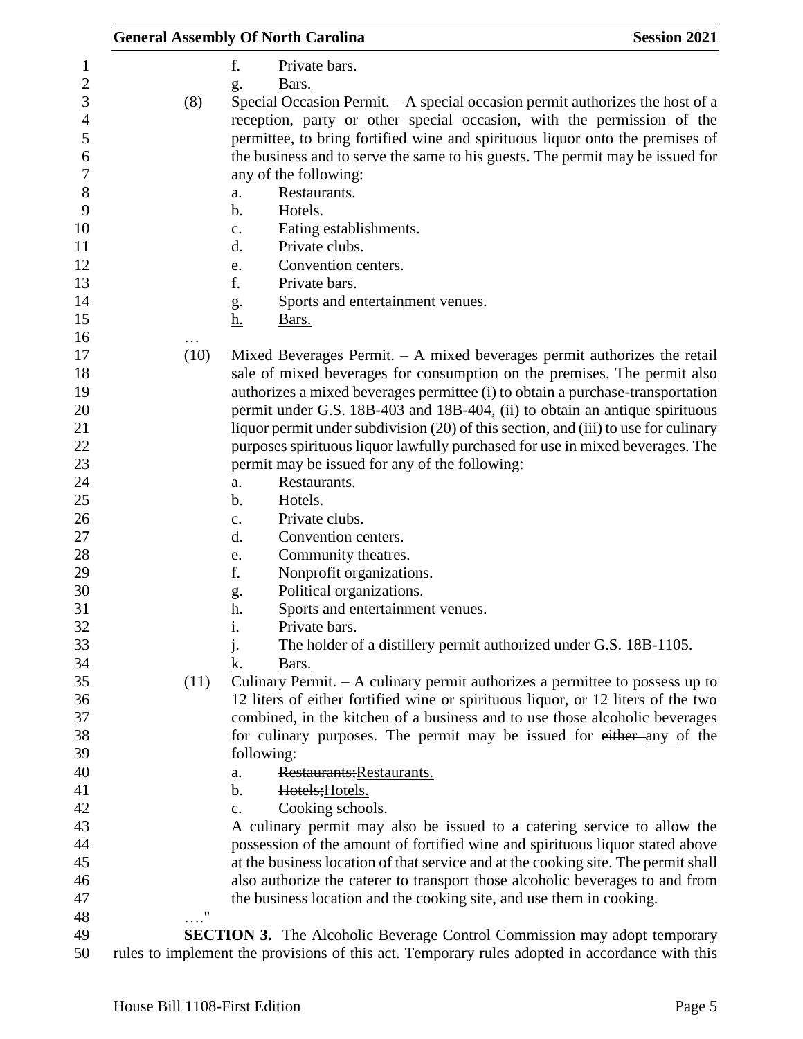f. Private bars.

g. Bars.

(8) Special Occasion Permit. – A special occasion permit authorizes the host of a reception, party or other special occasion, with the permission of the permittee, to bring fortified wine and spirituous liquor onto the premises of the business and to serve the same to his guests. The permit may be issued for any of the following:

a. Restaurants.

b. Hotels.

c. Eating establishments.

d. Private clubs.

e. Convention centers.

f. Private bars.

g. Sports and entertainment venues.

h. Bars.

…

(10) Mixed Beverages Permit. – A mixed beverages permit authorizes the retail sale of mixed beverages for consumption on the premises. The permit also authorizes a mixed beverages permittee (i) to obtain a purchase-transportation permit under G.S. 18B-403 and 18B-404, (ii) to obtain an antique spirituous liquor permit under subdivision (20) of this section, and (iii) to use for culinary purposes spirituous liquor lawfully purchased for use in mixed beverages. The permit may be issued for any of the following:

a. Restaurants.

b. Hotels.

c. Private clubs.

d. Convention centers.

e. Community theatres.

f. Nonprofit organizations.

g. Political organizations.

h. Sports and entertainment venues.

i. Private bars.

j. The holder of a distillery permit authorized under G.S. 18B-1105.

k. Bars.

(11) Culinary Permit. – A culinary permit authorizes a permittee to possess up to 12 liters of either fortified wine or spirituous liquor, or 12 liters of the two combined, in the kitchen of a business and to use those alcoholic beverages for culinary purposes. The permit may be issued for ~~either~~ any of the following:

a. ~~Restaurants;~~Restaurants.

b. ~~Hotels;~~Hotels.

c. Cooking schools.

A culinary permit may also be issued to a catering service to allow the possession of the amount of fortified wine and spirituous liquor stated above at the business location of that service and at the cooking site. The permit shall also authorize the caterer to transport those alcoholic beverages to and from the business location and the cooking site, and use them in cooking.

…."

**SECTION 3.** The Alcoholic Beverage Control Commission may adopt temporary rules to implement the provisions of this act. Temporary rules adopted in accordance with this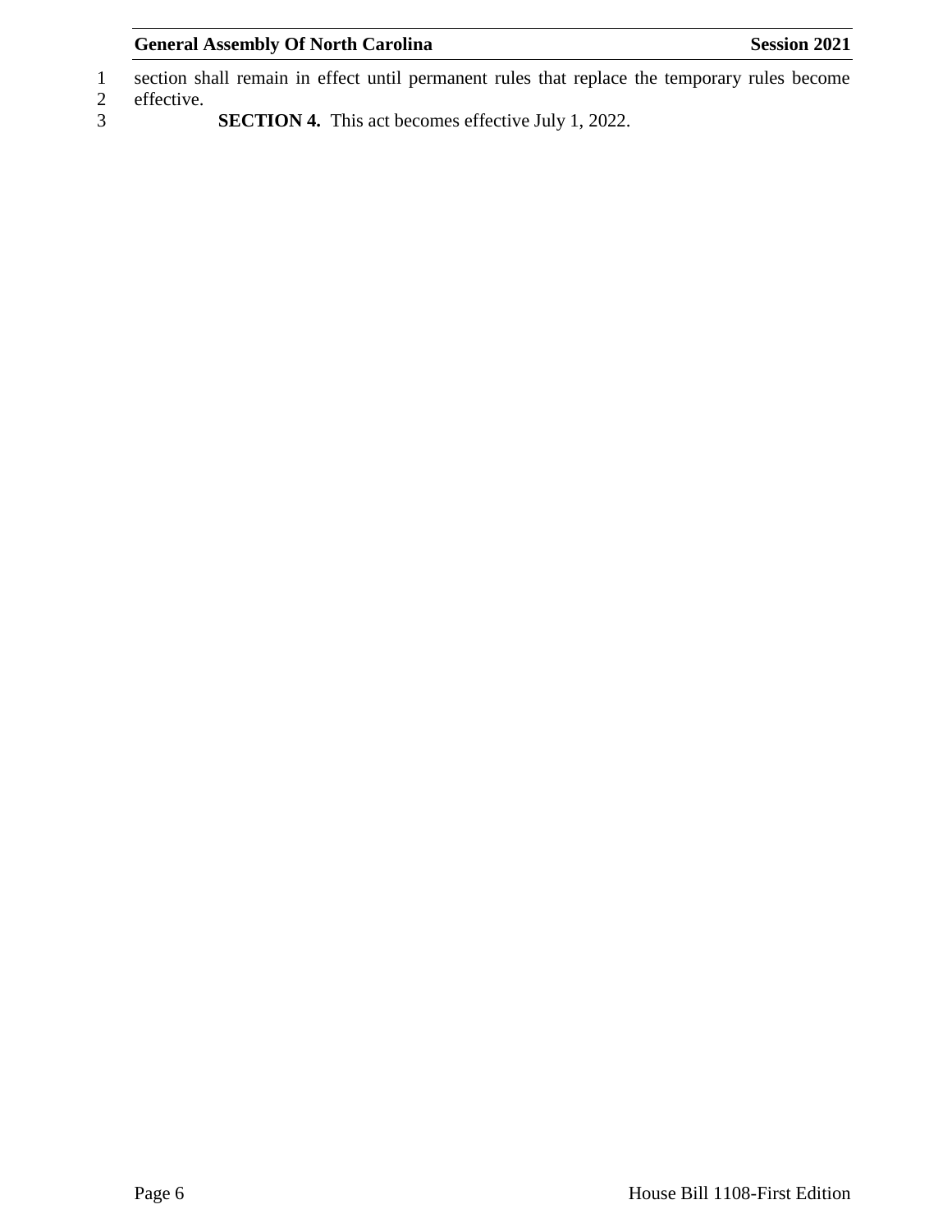section shall remain in effect until permanent rules that replace the temporary rules become effective.

**SECTION 4.** This act becomes effective July 1, 2022.